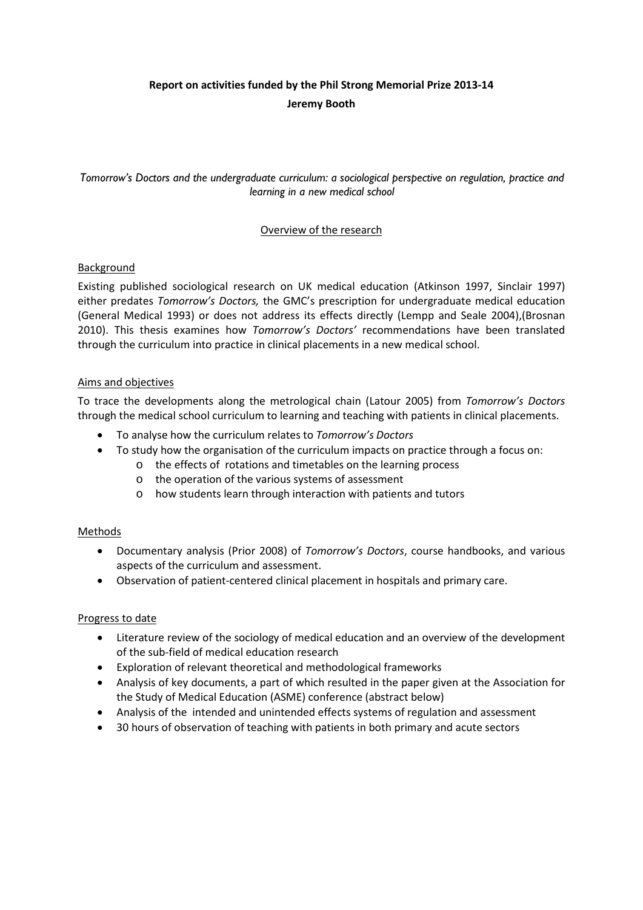**Report on activities funded by the Phil Strong Memorial Prize 2013-14**

**Jeremy Booth**

*Tomorrow's Doctors and the undergraduate curriculum: a sociological perspective on regulation, practice and learning in a new medical school*

## Overview of the research

### Background

Existing published sociological research on UK medical education (Atkinson 1997, Sinclair 1997) either predates *Tomorrow's Doctors,* the GMC's prescription for undergraduate medical education (General Medical 1993) or does not address its effects directly (Lempp and Seale 2004),(Brosnan 2010). This thesis examines how *Tomorrow's Doctors'* recommendations have been translated through the curriculum into practice in clinical placements in a new medical school.

### Aims and objectives

To trace the developments along the metrological chain (Latour 2005) from *Tomorrow's Doctors* through the medical school curriculum to learning and teaching with patients in clinical placements.

- To analyse how the curriculum relates to *Tomorrow's Doctors*
- To study how the organisation of the curriculum impacts on practice through a focus on:
  - the effects of rotations and timetables on the learning process
  - the operation of the various systems of assessment
  - how students learn through interaction with patients and tutors

### Methods

- Documentary analysis (Prior 2008) of *Tomorrow's Doctors*, course handbooks, and various aspects of the curriculum and assessment.
- Observation of patient-centered clinical placement in hospitals and primary care.

### Progress to date

- Literature review of the sociology of medical education and an overview of the development of the sub-field of medical education research
- Exploration of relevant theoretical and methodological frameworks
- Analysis of key documents, a part of which resulted in the paper given at the Association for the Study of Medical Education (ASME) conference (abstract below)
- Analysis of the intended and unintended effects systems of regulation and assessment
- 30 hours of observation of teaching with patients in both primary and acute sectors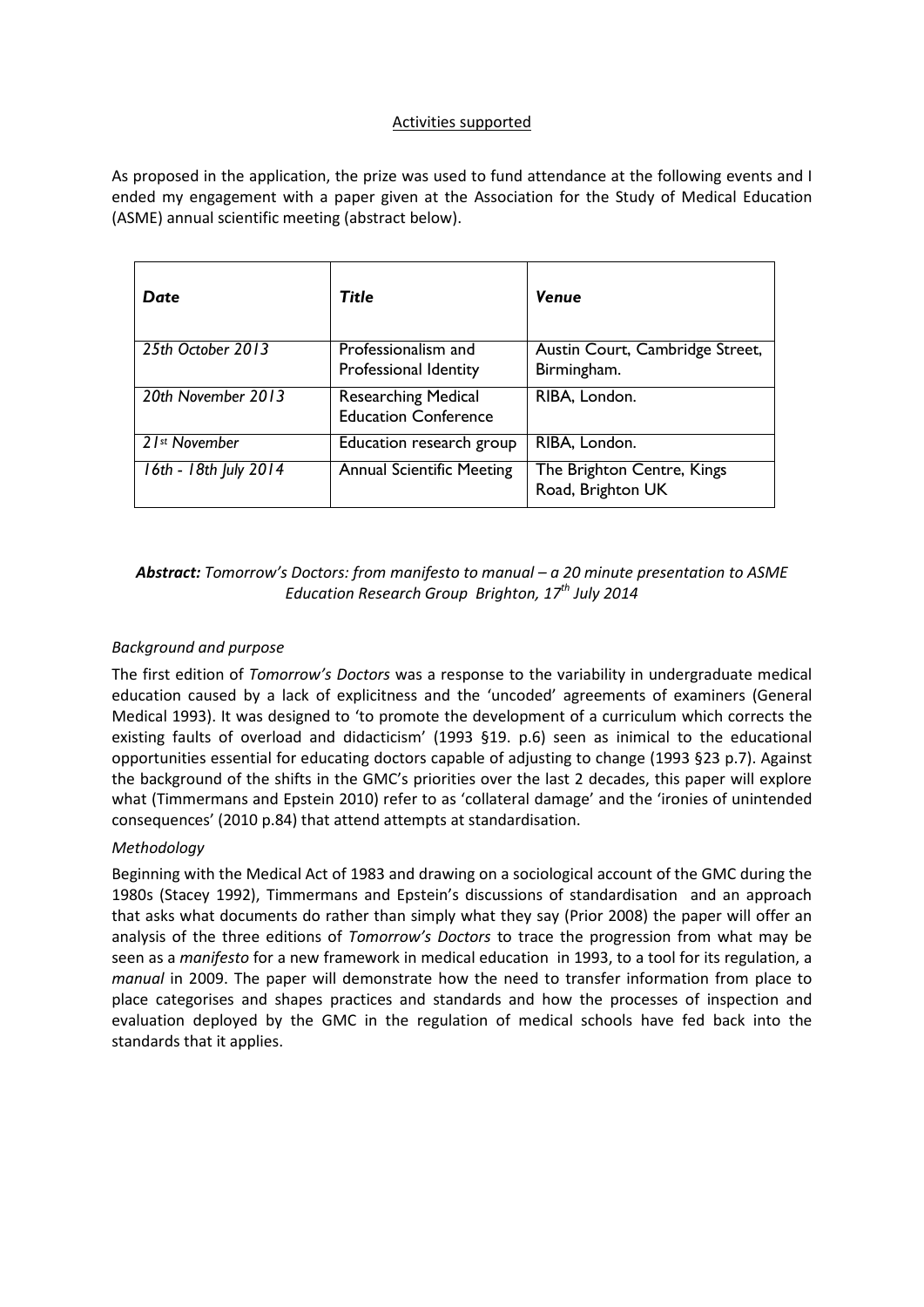Activities supported

As proposed in the application, the prize was used to fund attendance at the following events and I ended my engagement with a paper given at the Association for the Study of Medical Education (ASME) annual scientific meeting (abstract below).

| ***Date*** | ***Title*** | ***Venue*** |
|---|---|---|
| *25th October 2013* | Professionalism and Professional Identity | Austin Court, Cambridge Street, Birmingham. |
| *20th November 2013* | Researching Medical Education Conference | RIBA, London. |
| *21st November* | Education research group | RIBA, London. |
| *16th - 18th July 2014* | Annual Scientific Meeting | The Brighton Centre, Kings Road, Brighton UK |

***Abstract:*** *Tomorrow's Doctors: from manifesto to manual – a 20 minute presentation to ASME Education Research Group Brighton, 17th July 2014*

*Background and purpose*

The first edition of *Tomorrow's Doctors* was a response to the variability in undergraduate medical education caused by a lack of explicitness and the 'uncoded' agreements of examiners (General Medical 1993). It was designed to 'to promote the development of a curriculum which corrects the existing faults of overload and didacticism' (1993 §19. p.6) seen as inimical to the educational opportunities essential for educating doctors capable of adjusting to change (1993 §23 p.7). Against the background of the shifts in the GMC's priorities over the last 2 decades, this paper will explore what (Timmermans and Epstein 2010) refer to as 'collateral damage' and the 'ironies of unintended consequences' (2010 p.84) that attend attempts at standardisation.

*Methodology*

Beginning with the Medical Act of 1983 and drawing on a sociological account of the GMC during the 1980s (Stacey 1992), Timmermans and Epstein's discussions of standardisation and an approach that asks what documents do rather than simply what they say (Prior 2008) the paper will offer an analysis of the three editions of *Tomorrow's Doctors* to trace the progression from what may be seen as a *manifesto* for a new framework in medical education in 1993, to a tool for its regulation, a *manual* in 2009. The paper will demonstrate how the need to transfer information from place to place categorises and shapes practices and standards and how the processes of inspection and evaluation deployed by the GMC in the regulation of medical schools have fed back into the standards that it applies.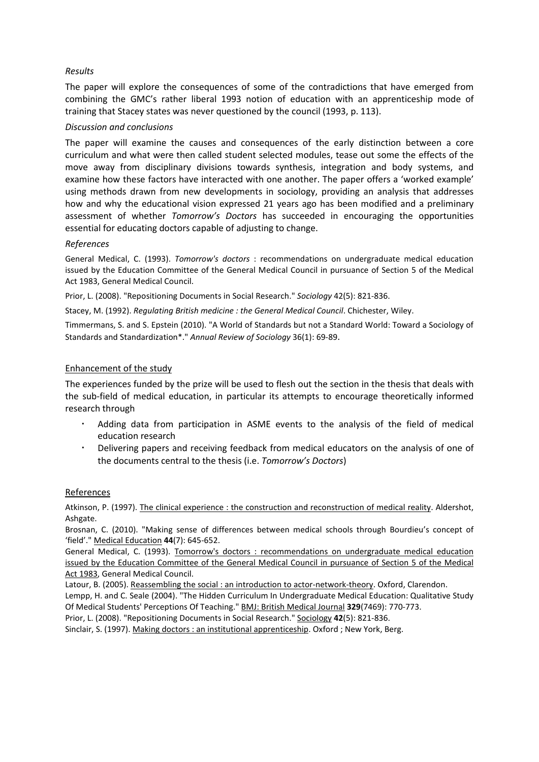*Results*

The paper will explore the consequences of some of the contradictions that have emerged from combining the GMC's rather liberal 1993 notion of education with an apprenticeship mode of training that Stacey states was never questioned by the council (1993, p. 113).

*Discussion and conclusions*

The paper will examine the causes and consequences of the early distinction between a core curriculum and what were then called student selected modules, tease out some the effects of the move away from disciplinary divisions towards synthesis, integration and body systems, and examine how these factors have interacted with one another. The paper offers a 'worked example' using methods drawn from new developments in sociology, providing an analysis that addresses how and why the educational vision expressed 21 years ago has been modified and a preliminary assessment of whether *Tomorrow's Doctors* has succeeded in encouraging the opportunities essential for educating doctors capable of adjusting to change.

*References*

General Medical, C. (1993). *Tomorrow's doctors* : recommendations on undergraduate medical education issued by the Education Committee of the General Medical Council in pursuance of Section 5 of the Medical Act 1983, General Medical Council.

Prior, L. (2008). "Repositioning Documents in Social Research." *Sociology* 42(5): 821-836.

Stacey, M. (1992). *Regulating British medicine : the General Medical Council*. Chichester, Wiley.

Timmermans, S. and S. Epstein (2010). "A World of Standards but not a Standard World: Toward a Sociology of Standards and Standardization*." *Annual Review of Sociology* 36(1): 69-89.

## Enhancement of the study

The experiences funded by the prize will be used to flesh out the section in the thesis that deals with the sub-field of medical education, in particular its attempts to encourage theoretically informed research through

- Adding data from participation in ASME events to the analysis of the field of medical education research
- Delivering papers and receiving feedback from medical educators on the analysis of one of the documents central to the thesis (i.e. *Tomorrow's Doctors*)

## References

Atkinson, P. (1997). The clinical experience : the construction and reconstruction of medical reality. Aldershot, Ashgate.

Brosnan, C. (2010). "Making sense of differences between medical schools through Bourdieu's concept of 'field'." Medical Education **44**(7): 645-652.

General Medical, C. (1993). Tomorrow's doctors : recommendations on undergraduate medical education issued by the Education Committee of the General Medical Council in pursuance of Section 5 of the Medical Act 1983, General Medical Council.

Latour, B. (2005). Reassembling the social : an introduction to actor-network-theory. Oxford, Clarendon.

Lempp, H. and C. Seale (2004). "The Hidden Curriculum In Undergraduate Medical Education: Qualitative Study Of Medical Students' Perceptions Of Teaching." BMJ: British Medical Journal **329**(7469): 770-773.

Prior, L. (2008). "Repositioning Documents in Social Research." Sociology **42**(5): 821-836.

Sinclair, S. (1997). Making doctors : an institutional apprenticeship. Oxford ; New York, Berg.